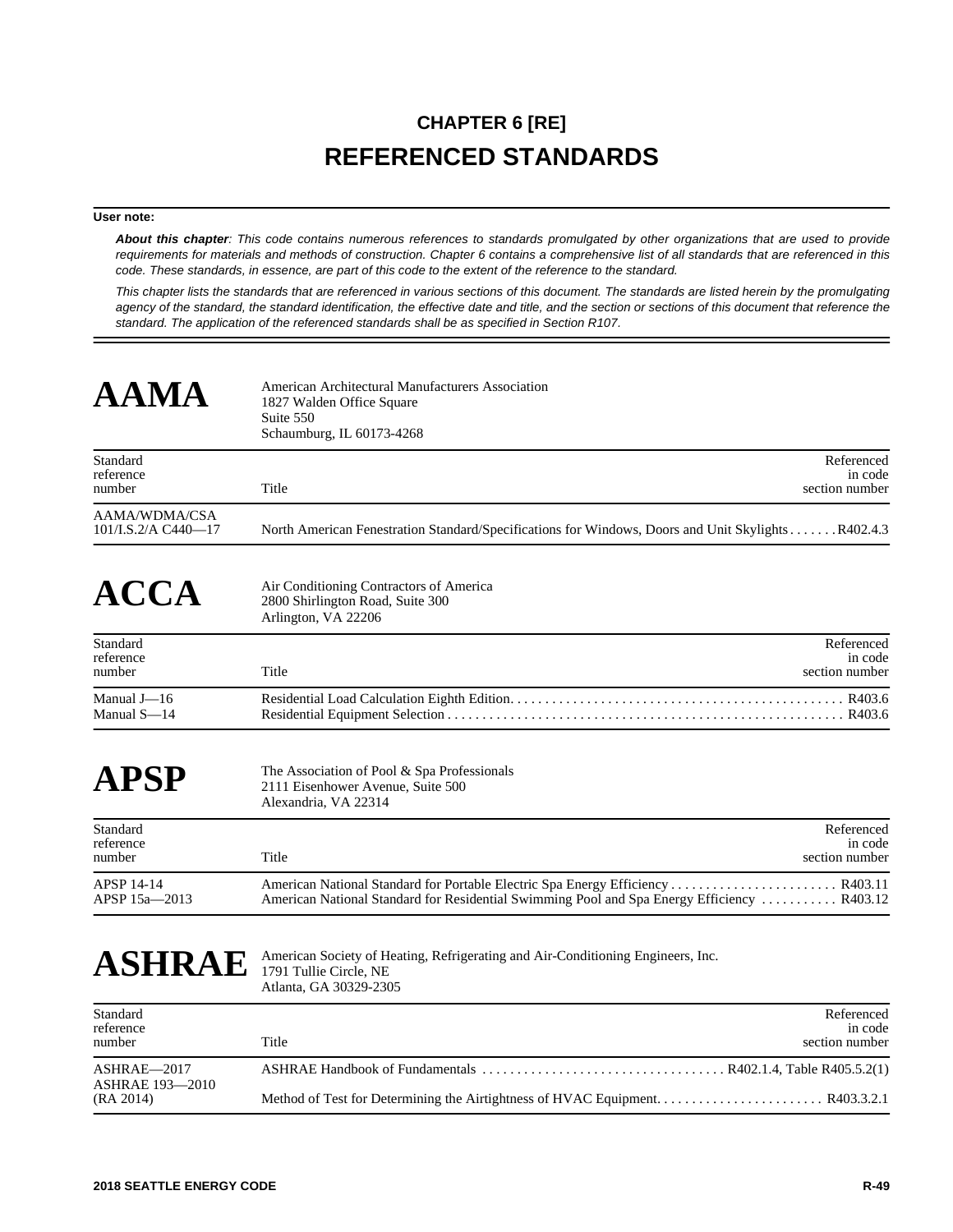# CHAPTER 6 [RE]

# REFERENCED STANDARDS

**User note:**

***About this chapter****: This code contains numerous references to standards promulgated by other organizations that are used to provide requirements for materials and methods of construction. Chapter 6 contains a comprehensive list of all standards that are referenced in this code. These standards, in essence, are part of this code to the extent of the reference to the standard.*

*This chapter lists the standards that are referenced in various sections of this document. The standards are listed herein by the promulgating agency of the standard, the standard identification, the effective date and title, and the section or sections of this document that reference the standard. The application of the referenced standards shall be as specified in Section R107.*

## AAMA

American Architectural Manufacturers Association
1827 Walden Office Square
Suite 550
Schaumburg, IL 60173-4268

| Standard reference number | Title | Referenced in code section number |
|---|---|---|
| AAMA/WDMA/CSA 101/I.S.2/A C440—17 | North American Fenestration Standard/Specifications for Windows, Doors and Unit Skylights | R402.4.3 |

## ACCA

Air Conditioning Contractors of America
2800 Shirlington Road, Suite 300
Arlington, VA 22206

| Standard reference number | Title | Referenced in code section number |
|---|---|---|
| Manual J—16 | Residential Load Calculation Eighth Edition | R403.6 |
| Manual S—14 | Residential Equipment Selection | R403.6 |

## APSP

The Association of Pool & Spa Professionals
2111 Eisenhower Avenue, Suite 500
Alexandria, VA 22314

| Standard reference number | Title | Referenced in code section number |
|---|---|---|
| APSP 14-14 | American National Standard for Portable Electric Spa Energy Efficiency | R403.11 |
| APSP 15a—2013 | American National Standard for Residential Swimming Pool and Spa Energy Efficiency | R403.12 |

## ASHRAE

American Society of Heating, Refrigerating and Air-Conditioning Engineers, Inc.
1791 Tullie Circle, NE
Atlanta, GA 30329-2305

| Standard reference number | Title | Referenced in code section number |
|---|---|---|
| ASHRAE—2017 | ASHRAE Handbook of Fundamentals | R402.1.4, Table R405.5.2(1) |
| ASHRAE 193—2010 (RA 2014) | Method of Test for Determining the Airtightness of HVAC Equipment | R403.3.2.1 |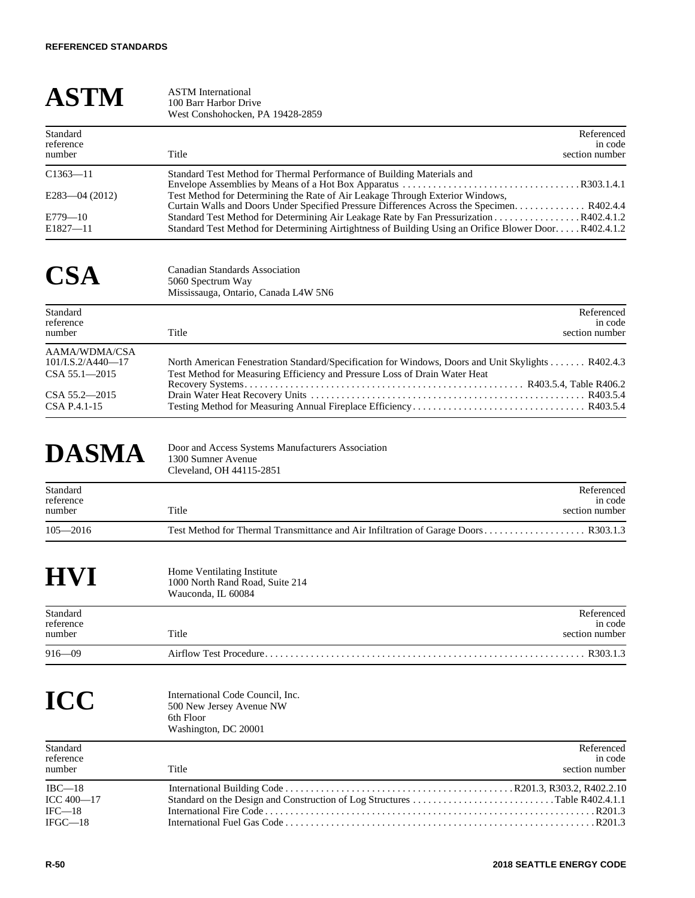# ASTM

ASTM International
100 Barr Harbor Drive
West Conshohocken, PA 19428-2859

| Standard reference number | Title | Referenced in code section number |
|---|---|---|
| C1363—11 | Standard Test Method for Thermal Performance of Building Materials and Envelope Assemblies by Means of a Hot Box Apparatus | R303.1.4.1 |
| E283—04 (2012) | Test Method for Determining the Rate of Air Leakage Through Exterior Windows, Curtain Walls and Doors Under Specified Pressure Differences Across the Specimen | R402.4.4 |
| E779—10 | Standard Test Method for Determining Air Leakage Rate by Fan Pressurization | R402.4.1.2 |
| E1827—11 | Standard Test Method for Determining Airtightness of Building Using an Orifice Blower Door | R402.4.1.2 |

# CSA

Canadian Standards Association
5060 Spectrum Way
Mississauga, Ontario, Canada L4W 5N6

| Standard reference number | Title | Referenced in code section number |
|---|---|---|
| AAMA/WDMA/CSA 101/I.S.2/A440—17 | North American Fenestration Standard/Specification for Windows, Doors and Unit Skylights | R402.4.3 |
| CSA 55.1—2015 | Test Method for Measuring Efficiency and Pressure Loss of Drain Water Heat Recovery Systems | R403.5.4, Table R406.2 |
| CSA 55.2—2015 | Drain Water Heat Recovery Units | R403.5.4 |
| CSA P.4.1-15 | Testing Method for Measuring Annual Fireplace Efficiency | R403.5.4 |

# DASMA

Door and Access Systems Manufacturers Association
1300 Sumner Avenue
Cleveland, OH 44115-2851

| Standard reference number | Title | Referenced in code section number |
|---|---|---|
| 105—2016 | Test Method for Thermal Transmittance and Air Infiltration of Garage Doors | R303.1.3 |

# HVI

Home Ventilating Institute
1000 North Rand Road, Suite 214
Wauconda, IL 60084

| Standard reference number | Title | Referenced in code section number |
|---|---|---|
| 916—09 | Airflow Test Procedure | R303.1.3 |

# ICC

International Code Council, Inc.
500 New Jersey Avenue NW
6th Floor
Washington, DC 20001

| Standard reference number | Title | Referenced in code section number |
|---|---|---|
| IBC—18 | International Building Code | R201.3, R303.2, R402.2.10 |
| ICC 400—17 | Standard on the Design and Construction of Log Structures | Table R402.4.1.1 |
| IFC—18 | International Fire Code | R201.3 |
| IFGC—18 | International Fuel Gas Code | R201.3 |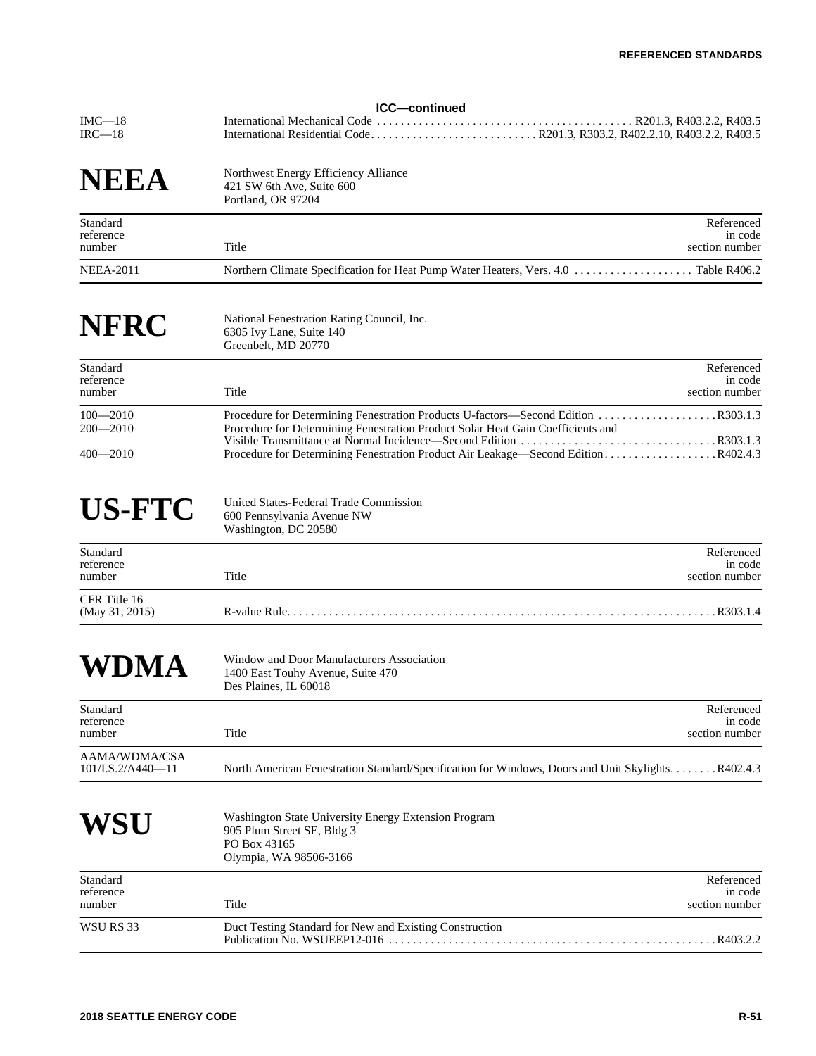**ICC—continued**

| | | |
|---|---|---|
| IMC—18 | International Mechanical Code | R201.3, R403.2.2, R403.5 |
| IRC—18 | International Residential Code | R201.3, R303.2, R402.2.10, R403.2.2, R403.5 |

# NEEA

Northwest Energy Efficiency Alliance
421 SW 6th Ave, Suite 600
Portland, OR 97204

| Standard reference number | Title | Referenced in code section number |
|---|---|---|
| NEEA-2011 | Northern Climate Specification for Heat Pump Water Heaters, Vers. 4.0 | Table R406.2 |

# NFRC

National Fenestration Rating Council, Inc.
6305 Ivy Lane, Suite 140
Greenbelt, MD 20770

| Standard reference number | Title | Referenced in code section number |
|---|---|---|
| 100—2010 | Procedure for Determining Fenestration Products U-factors—Second Edition | R303.1.3 |
| 200—2010 | Procedure for Determining Fenestration Product Solar Heat Gain Coefficients and Visible Transmittance at Normal Incidence—Second Edition | R303.1.3 |
| 400—2010 | Procedure for Determining Fenestration Product Air Leakage—Second Edition | R402.4.3 |

# US-FTC

United States-Federal Trade Commission
600 Pennsylvania Avenue NW
Washington, DC 20580

| Standard reference number | Title | Referenced in code section number |
|---|---|---|
| CFR Title 16 (May 31, 2015) | R-value Rule | R303.1.4 |

# WDMA

Window and Door Manufacturers Association
1400 East Touhy Avenue, Suite 470
Des Plaines, IL 60018

| Standard reference number | Title | Referenced in code section number |
|---|---|---|
| AAMA/WDMA/CSA 101/I.S.2/A440—11 | North American Fenestration Standard/Specification for Windows, Doors and Unit Skylights | R402.4.3 |

# WSU

Washington State University Energy Extension Program
905 Plum Street SE, Bldg 3
PO Box 43165
Olympia, WA 98506-3166

| Standard reference number | Title | Referenced in code section number |
|---|---|---|
| WSU RS 33 | Duct Testing Standard for New and Existing Construction Publication No. WSUEEP12-016 | R403.2.2 |